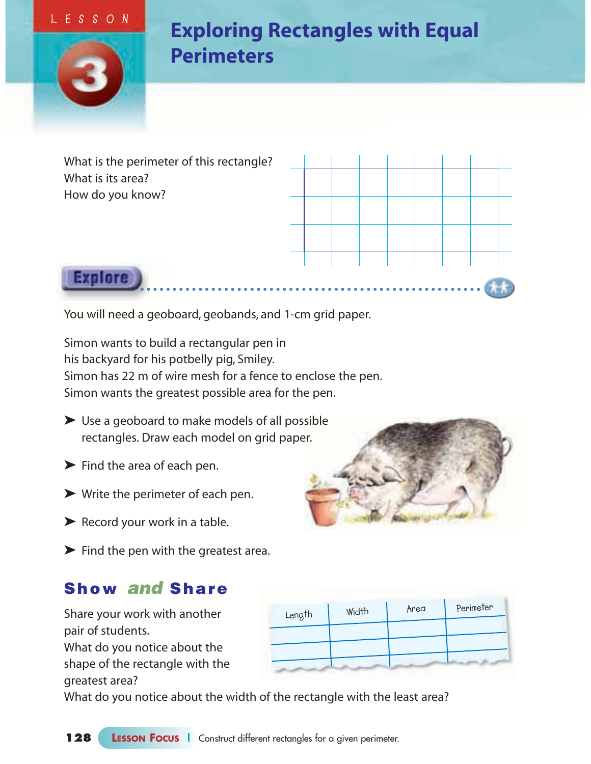LESSON 3

# Exploring Rectangles with Equal Perimeters

What is the perimeter of this rectangle?
What is its area?
How do you know?

## Explore

You will need a geoboard, geobands, and 1-cm grid paper.

Simon wants to build a rectangular pen in his backyard for his potbelly pig, Smiley.
Simon has 22 m of wire mesh for a fence to enclose the pen.
Simon wants the greatest possible area for the pen.

- Use a geoboard to make models of all possible rectangles. Draw each model on grid paper.
- Find the area of each pen.
- Write the perimeter of each pen.
- Record your work in a table.
- Find the pen with the greatest area.

## Show *and* Share

Share your work with another pair of students.
What do you notice about the shape of the rectangle with the greatest area?
What do you notice about the width of the rectangle with the least area?

| Length | Width | Area | Perimeter |
|---|---|---|---|
| | | | |
| | | | |

**Lesson Focus** | Construct different rectangles for a given perimeter.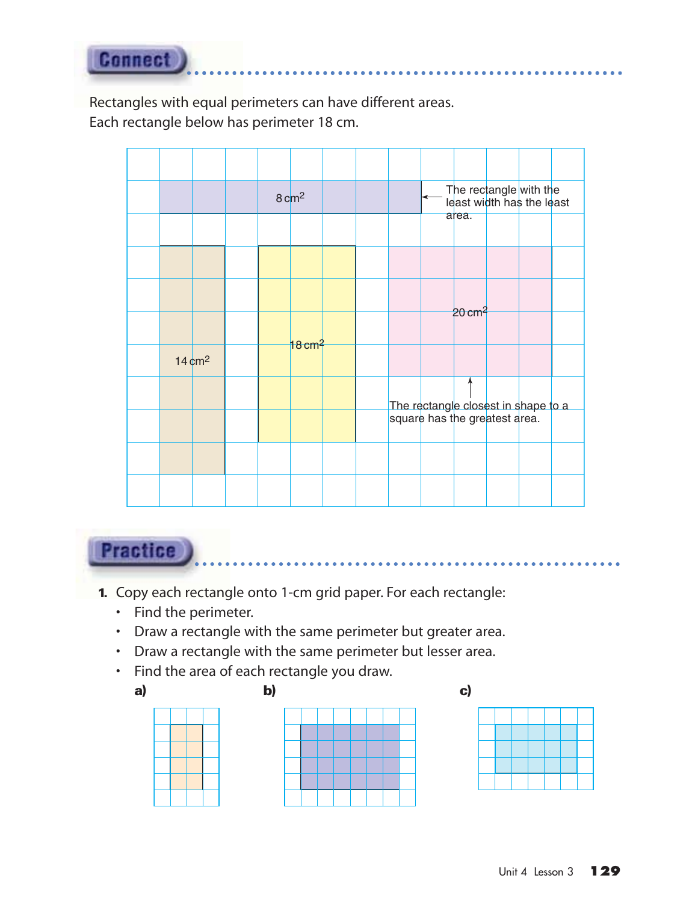## Connect

Rectangles with equal perimeters can have different areas.
Each rectangle below has perimeter 18 cm.

8 $cm^2$

The rectangle with the least width has the least area.

14 $cm^2$

18 $cm^2$

20 $cm^2$

The rectangle closest in shape to a square has the greatest area.

## Practice

1. Copy each rectangle onto 1-cm grid paper. For each rectangle:
   - Find the perimeter.
   - Draw a rectangle with the same perimeter but greater area.
   - Draw a rectangle with the same perimeter but lesser area.
   - Find the area of each rectangle you draw.

   **a)**

   **b)**

   **c)**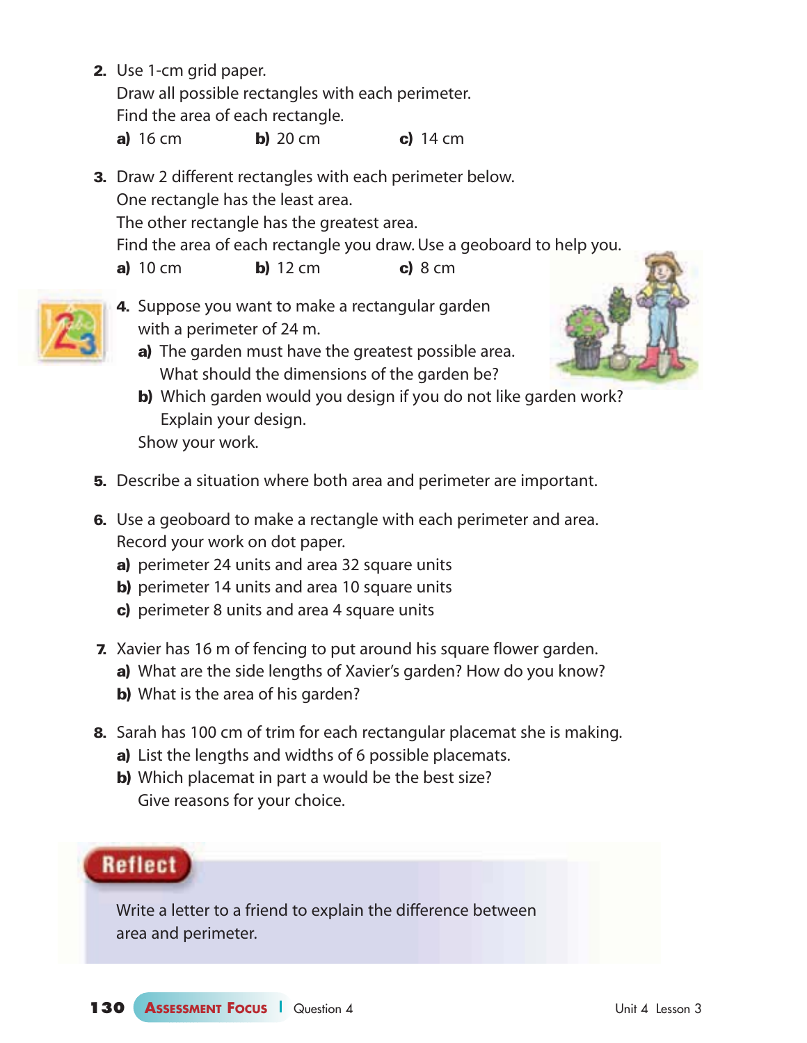2. Use 1-cm grid paper.
   Draw all possible rectangles with each perimeter.
   Find the area of each rectangle.
   **a)** 16 cm **b)** 20 cm **c)** 14 cm

3. Draw 2 different rectangles with each perimeter below.
   One rectangle has the least area.
   The other rectangle has the greatest area.
   Find the area of each rectangle you draw. Use a geoboard to help you.
   **a)** 10 cm **b)** 12 cm **c)** 8 cm

4. Suppose you want to make a rectangular garden with a perimeter of 24 m.
   **a)** The garden must have the greatest possible area.
   What should the dimensions of the garden be?
   **b)** Which garden would you design if you do not like garden work?
   Explain your design.
   Show your work.

5. Describe a situation where both area and perimeter are important.

6. Use a geoboard to make a rectangle with each perimeter and area.
   Record your work on dot paper.
   **a)** perimeter 24 units and area 32 square units
   **b)** perimeter 14 units and area 10 square units
   **c)** perimeter 8 units and area 4 square units

7. Xavier has 16 m of fencing to put around his square flower garden.
   **a)** What are the side lengths of Xavier's garden? How do you know?
   **b)** What is the area of his garden?

8. Sarah has 100 cm of trim for each rectangular placemat she is making.
   **a)** List the lengths and widths of 6 possible placemats.
   **b)** Which placemat in part a would be the best size?
   Give reasons for your choice.

## Reflect

Write a letter to a friend to explain the difference between area and perimeter.

**ASSESSMENT FOCUS** | Question 4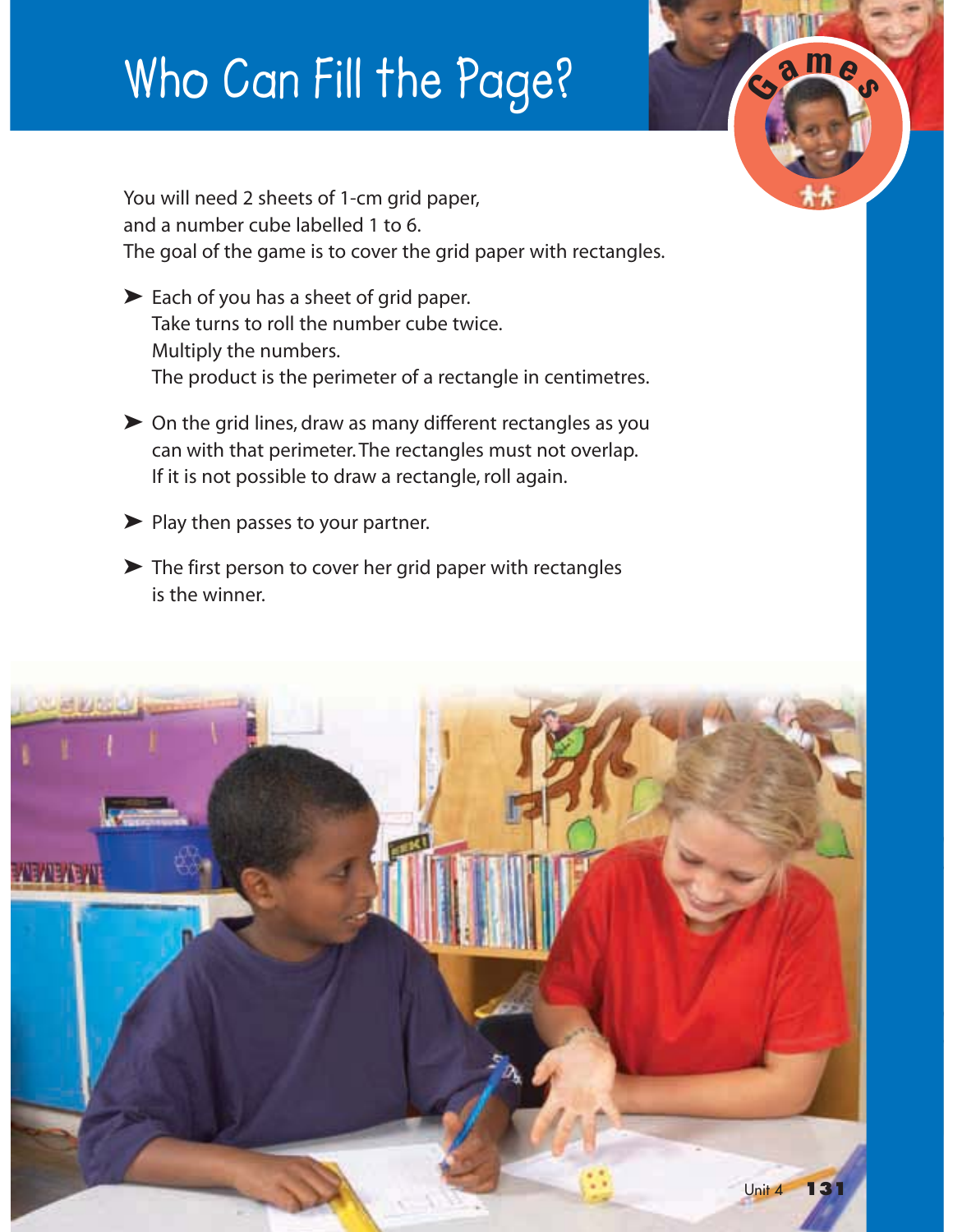# Who Can Fill the Page?

Games

You will need 2 sheets of 1-cm grid paper,
and a number cube labelled 1 to 6.
The goal of the game is to cover the grid paper with rectangles.

- Each of you has a sheet of grid paper.
  Take turns to roll the number cube twice.
  Multiply the numbers.
  The product is the perimeter of a rectangle in centimetres.

- On the grid lines, draw as many different rectangles as you can with that perimeter. The rectangles must not overlap.
  If it is not possible to draw a rectangle, roll again.

- Play then passes to your partner.

- The first person to cover her grid paper with rectangles is the winner.